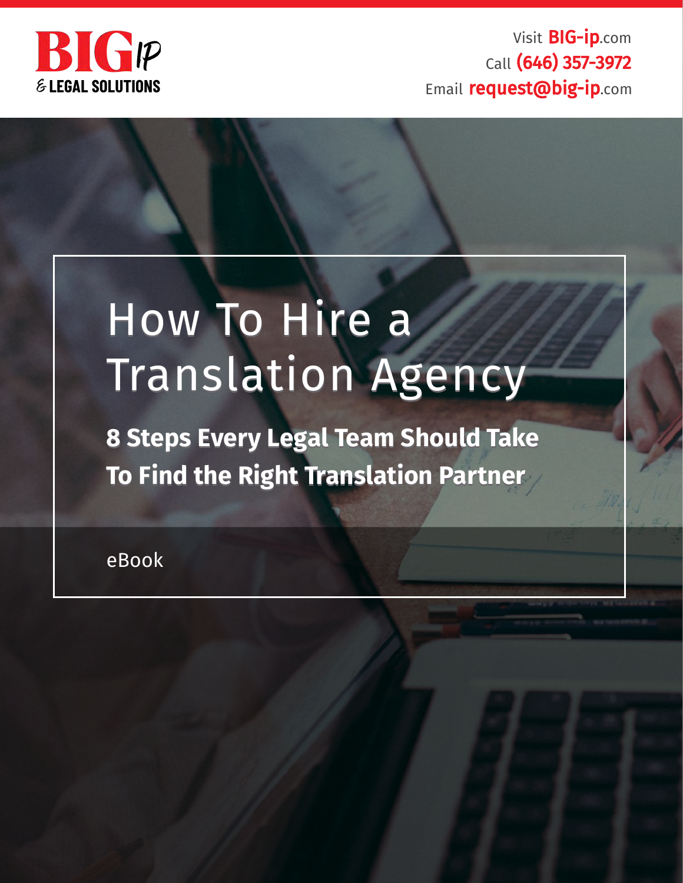BIG IP
& LEGAL SOLUTIONS

Visit BIG-ip.com
Call (646) 357-3972
Email request@big-ip.com

# How To Hire a Translation Agency

## 8 Steps Every Legal Team Should Take To Find the Right Translation Partner

eBook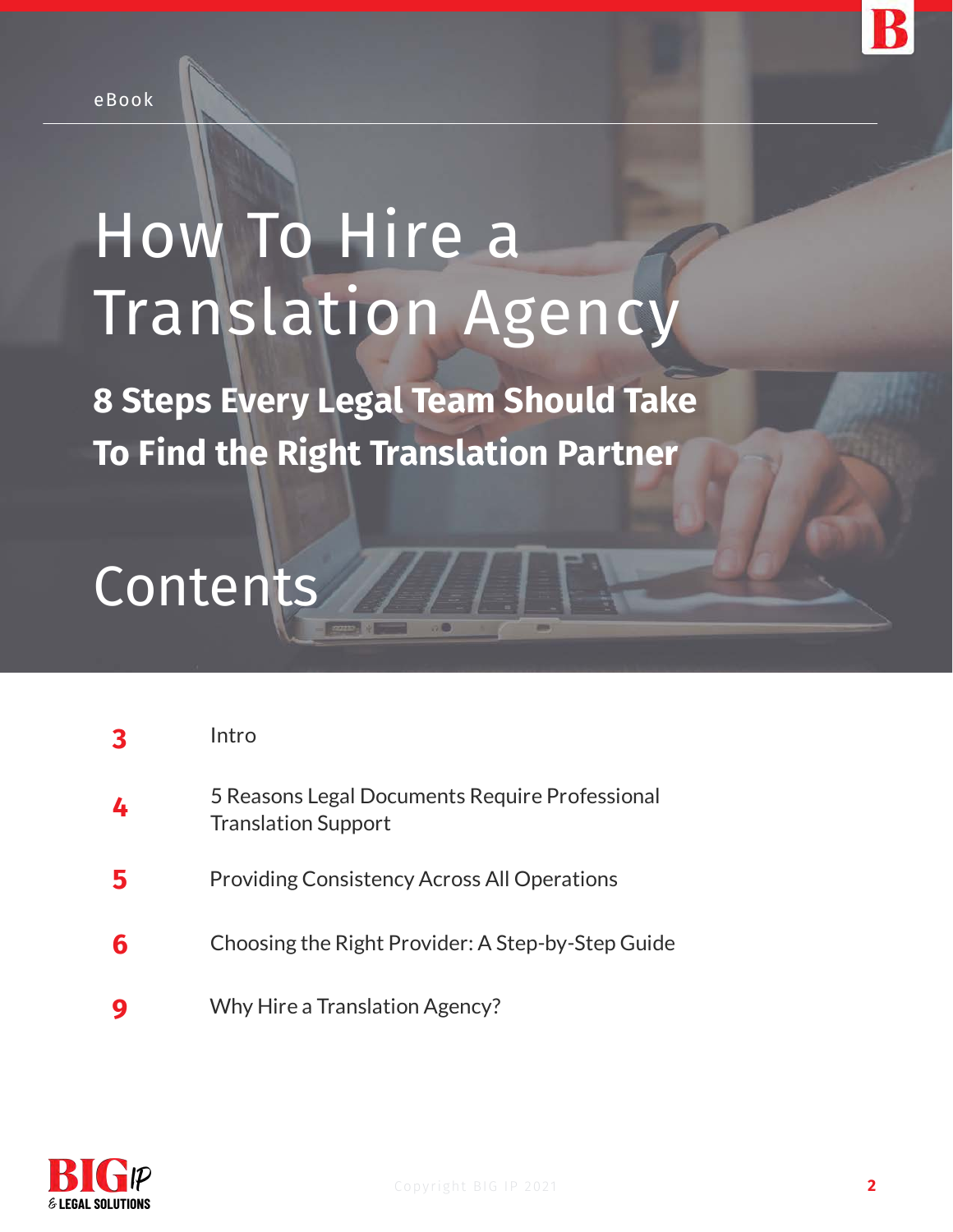eBook

# How To Hire a Translation Agency

## 8 Steps Every Legal Team Should Take To Find the Right Translation Partner

# Contents

| | |
|---|---|
| **3** | Intro |
| **4** | 5 Reasons Legal Documents Require Professional Translation Support |
| **5** | Providing Consistency Across All Operations |
| **6** | Choosing the Right Provider: A Step-by-Step Guide |
| **9** | Why Hire a Translation Agency? |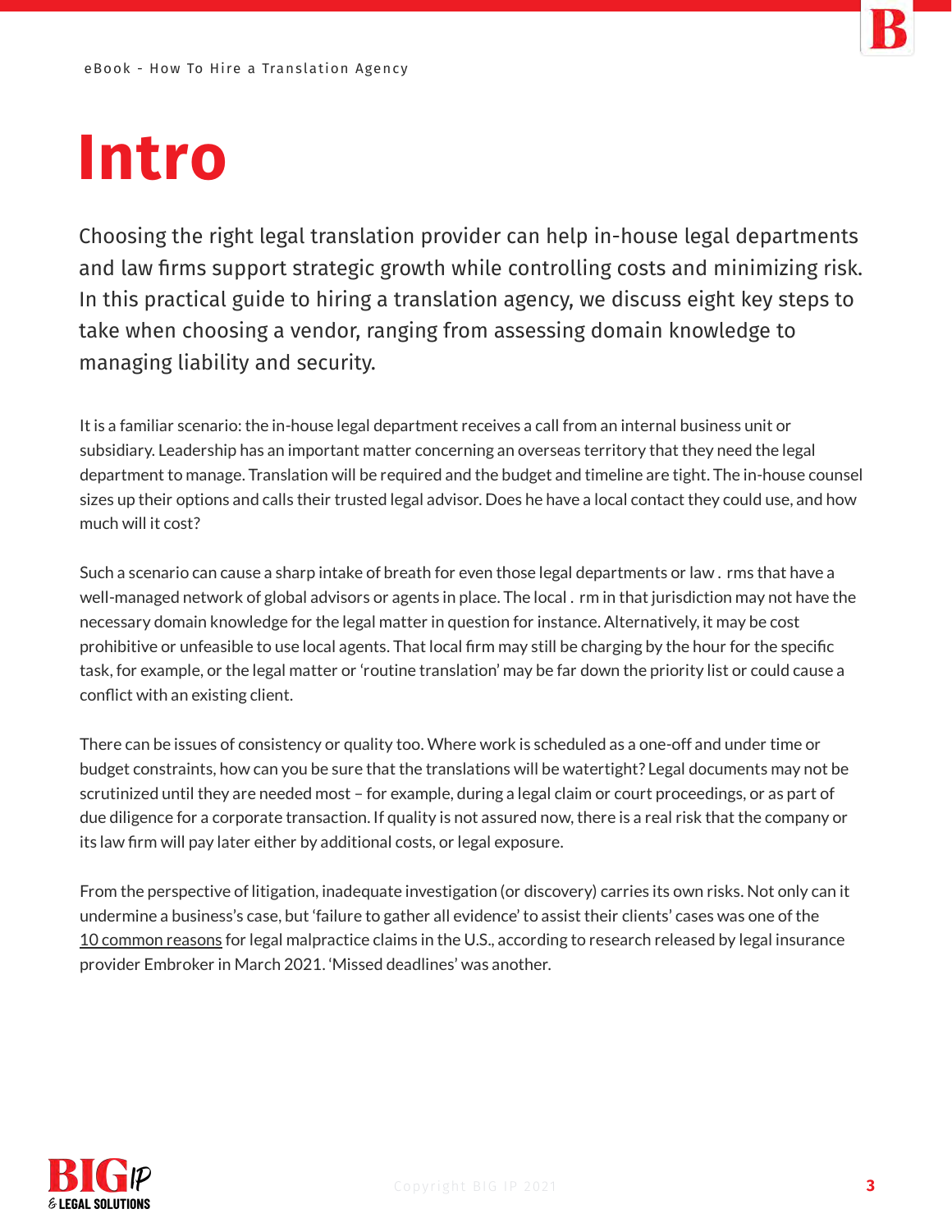# Intro

Choosing the right legal translation provider can help in-house legal departments and law firms support strategic growth while controlling costs and minimizing risk. In this practical guide to hiring a translation agency, we discuss eight key steps to take when choosing a vendor, ranging from assessing domain knowledge to managing liability and security.

It is a familiar scenario: the in-house legal department receives a call from an internal business unit or subsidiary. Leadership has an important matter concerning an overseas territory that they need the legal department to manage. Translation will be required and the budget and timeline are tight. The in-house counsel sizes up their options and calls their trusted legal advisor. Does he have a local contact they could use, and how much will it cost?

Such a scenario can cause a sharp intake of breath for even those legal departments or law . rms that have a well-managed network of global advisors or agents in place. The local . rm in that jurisdiction may not have the necessary domain knowledge for the legal matter in question for instance. Alternatively, it may be cost prohibitive or unfeasible to use local agents. That local firm may still be charging by the hour for the specific task, for example, or the legal matter or 'routine translation' may be far down the priority list or could cause a conflict with an existing client.

There can be issues of consistency or quality too. Where work is scheduled as a one-off and under time or budget constraints, how can you be sure that the translations will be watertight? Legal documents may not be scrutinized until they are needed most – for example, during a legal claim or court proceedings, or as part of due diligence for a corporate transaction. If quality is not assured now, there is a real risk that the company or its law firm will pay later either by additional costs, or legal exposure.

From the perspective of litigation, inadequate investigation (or discovery) carries its own risks. Not only can it undermine a business's case, but 'failure to gather all evidence' to assist their clients' cases was one of the 10 common reasons for legal malpractice claims in the U.S., according to research released by legal insurance provider Embroker in March 2021. 'Missed deadlines' was another.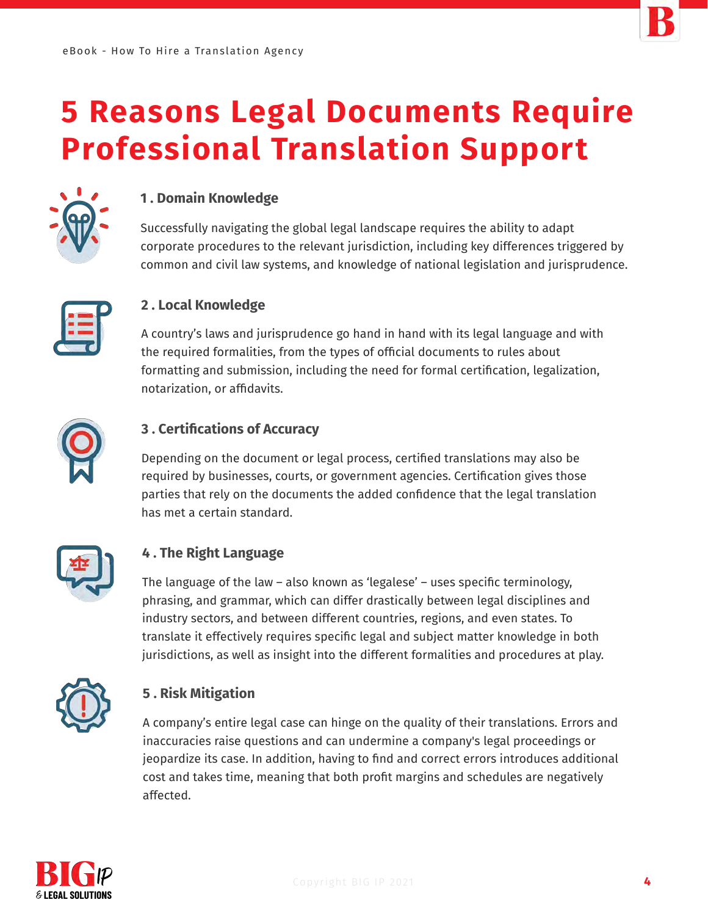# 5 Reasons Legal Documents Require Professional Translation Support

### 1 . Domain Knowledge

Successfully navigating the global legal landscape requires the ability to adapt corporate procedures to the relevant jurisdiction, including key differences triggered by common and civil law systems, and knowledge of national legislation and jurisprudence.

### 2 . Local Knowledge

A country's laws and jurisprudence go hand in hand with its legal language and with the required formalities, from the types of official documents to rules about formatting and submission, including the need for formal certification, legalization, notarization, or affidavits.

### 3 . Certifications of Accuracy

Depending on the document or legal process, certified translations may also be required by businesses, courts, or government agencies. Certification gives those parties that rely on the documents the added confidence that the legal translation has met a certain standard.

### 4 . The Right Language

The language of the law – also known as 'legalese' – uses specific terminology, phrasing, and grammar, which can differ drastically between legal disciplines and industry sectors, and between different countries, regions, and even states. To translate it effectively requires specific legal and subject matter knowledge in both jurisdictions, as well as insight into the different formalities and procedures at play.

### 5 . Risk Mitigation

A company's entire legal case can hinge on the quality of their translations. Errors and inaccuracies raise questions and can undermine a company's legal proceedings or jeopardize its case. In addition, having to find and correct errors introduces additional cost and takes time, meaning that both profit margins and schedules are negatively affected.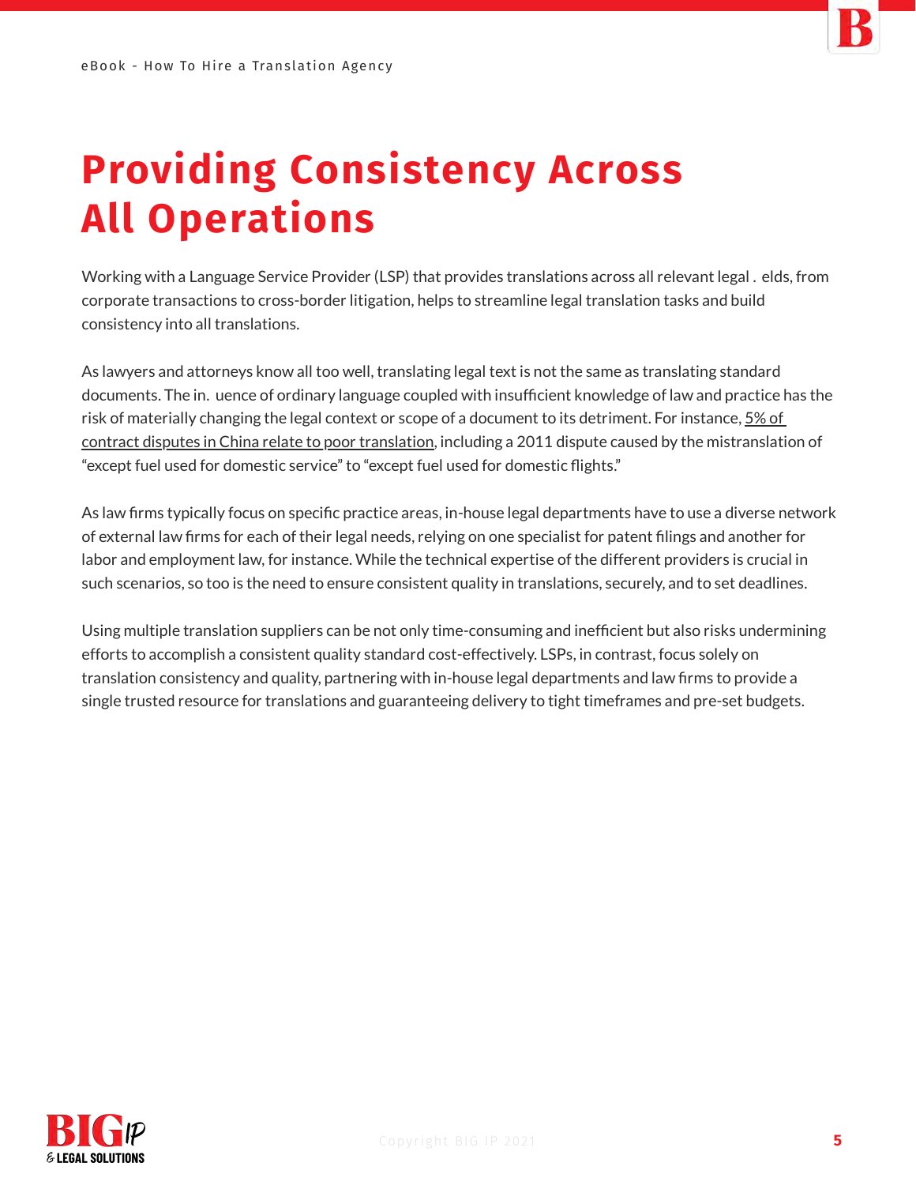# Providing Consistency Across All Operations

Working with a Language Service Provider (LSP) that provides translations across all relevant legal . elds, from corporate transactions to cross-border litigation, helps to streamline legal translation tasks and build consistency into all translations.

As lawyers and attorneys know all too well, translating legal text is not the same as translating standard documents. The in. uence of ordinary language coupled with insufficient knowledge of law and practice has the risk of materially changing the legal context or scope of a document to its detriment. For instance, 5% of contract disputes in China relate to poor translation, including a 2011 dispute caused by the mistranslation of "except fuel used for domestic service" to "except fuel used for domestic flights."

As law firms typically focus on specific practice areas, in-house legal departments have to use a diverse network of external law firms for each of their legal needs, relying on one specialist for patent filings and another for labor and employment law, for instance. While the technical expertise of the different providers is crucial in such scenarios, so too is the need to ensure consistent quality in translations, securely, and to set deadlines.

Using multiple translation suppliers can be not only time-consuming and inefficient but also risks undermining efforts to accomplish a consistent quality standard cost-effectively. LSPs, in contrast, focus solely on translation consistency and quality, partnering with in-house legal departments and law firms to provide a single trusted resource for translations and guaranteeing delivery to tight timeframes and pre-set budgets.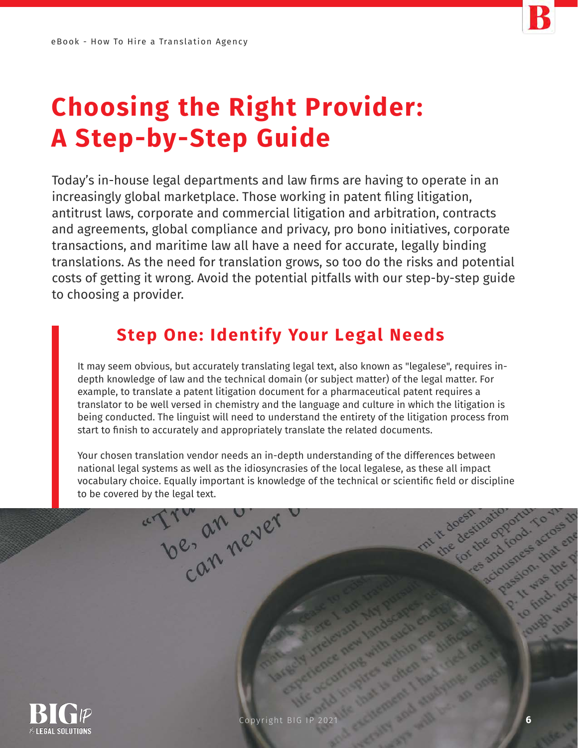# Choosing the Right Provider: A Step-by-Step Guide

Today's in-house legal departments and law firms are having to operate in an increasingly global marketplace. Those working in patent filing litigation, antitrust laws, corporate and commercial litigation and arbitration, contracts and agreements, global compliance and privacy, pro bono initiatives, corporate transactions, and maritime law all have a need for accurate, legally binding translations. As the need for translation grows, so too do the risks and potential costs of getting it wrong. Avoid the potential pitfalls with our step-by-step guide to choosing a provider.

## Step One: Identify Your Legal Needs

It may seem obvious, but accurately translating legal text, also known as "legalese", requires in-depth knowledge of law and the technical domain (or subject matter) of the legal matter. For example, to translate a patent litigation document for a pharmaceutical patent requires a translator to be well versed in chemistry and the language and culture in which the litigation is being conducted. The linguist will need to understand the entirety of the litigation process from start to finish to accurately and appropriately translate the related documents.

Your chosen translation vendor needs an in-depth understanding of the differences between national legal systems as well as the idiosyncrasies of the local legalese, as these all impact vocabulary choice. Equally important is knowledge of the technical or scientific field or discipline to be covered by the legal text.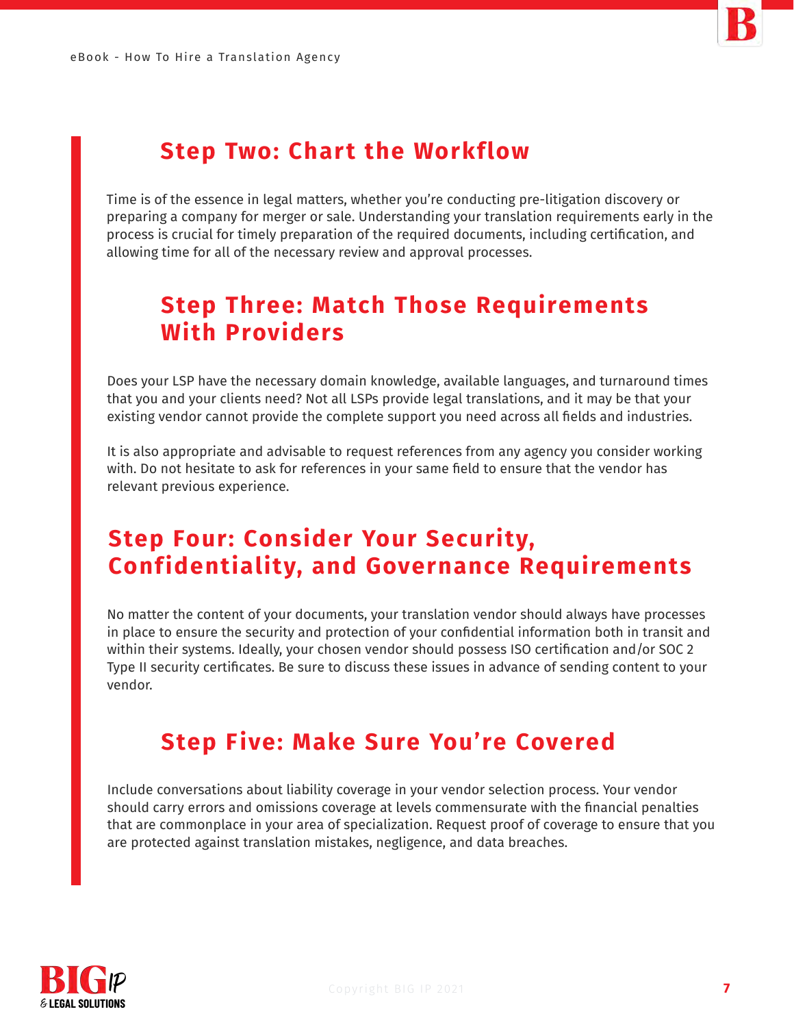## Step Two: Chart the Workflow

Time is of the essence in legal matters, whether you're conducting pre-litigation discovery or preparing a company for merger or sale. Understanding your translation requirements early in the process is crucial for timely preparation of the required documents, including certification, and allowing time for all of the necessary review and approval processes.

## Step Three: Match Those Requirements With Providers

Does your LSP have the necessary domain knowledge, available languages, and turnaround times that you and your clients need? Not all LSPs provide legal translations, and it may be that your existing vendor cannot provide the complete support you need across all fields and industries.

It is also appropriate and advisable to request references from any agency you consider working with. Do not hesitate to ask for references in your same field to ensure that the vendor has relevant previous experience.

## Step Four: Consider Your Security, Confidentiality, and Governance Requirements

No matter the content of your documents, your translation vendor should always have processes in place to ensure the security and protection of your confidential information both in transit and within their systems. Ideally, your chosen vendor should possess ISO certification and/or SOC 2 Type II security certificates. Be sure to discuss these issues in advance of sending content to your vendor.

## Step Five: Make Sure You're Covered

Include conversations about liability coverage in your vendor selection process. Your vendor should carry errors and omissions coverage at levels commensurate with the financial penalties that are commonplace in your area of specialization. Request proof of coverage to ensure that you are protected against translation mistakes, negligence, and data breaches.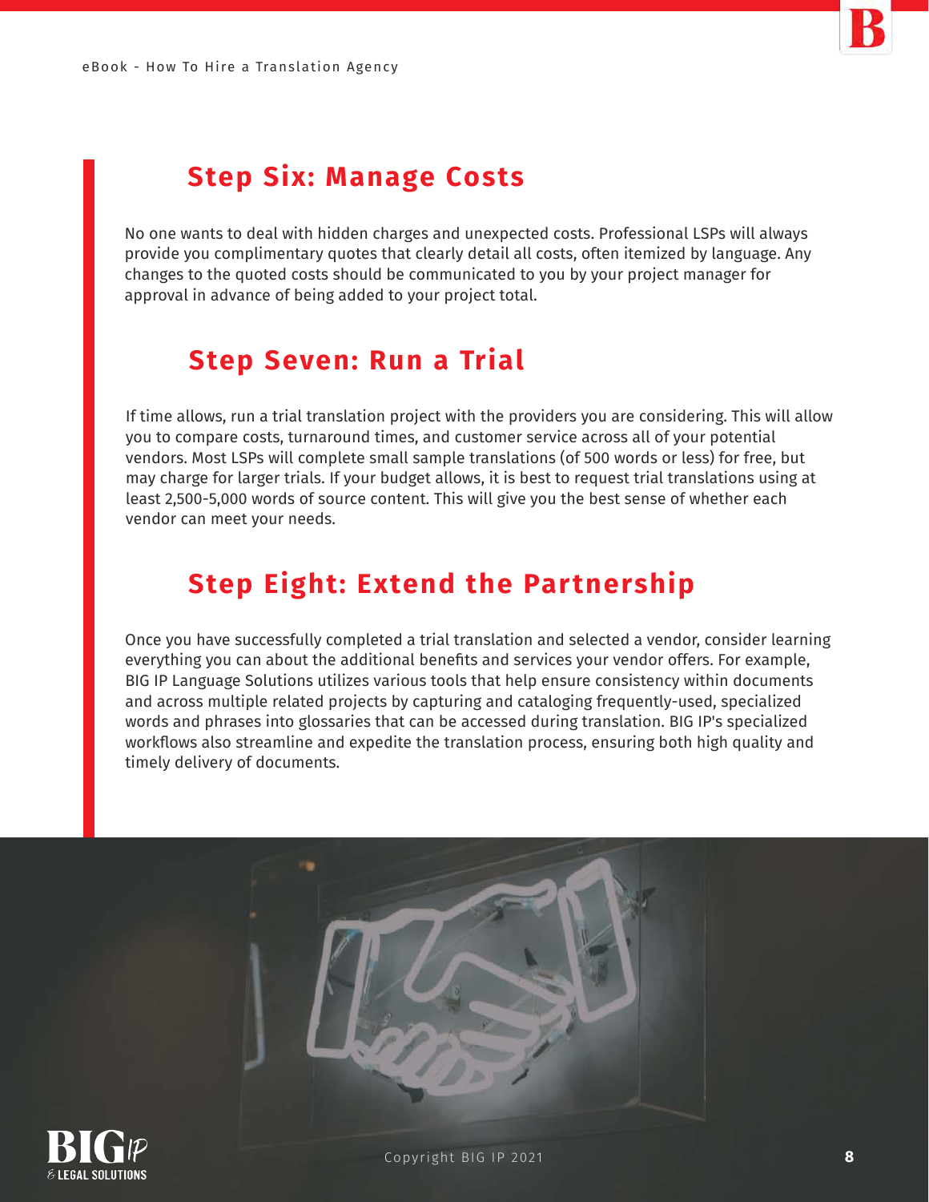## Step Six: Manage Costs

No one wants to deal with hidden charges and unexpected costs. Professional LSPs will always provide you complimentary quotes that clearly detail all costs, often itemized by language. Any changes to the quoted costs should be communicated to you by your project manager for approval in advance of being added to your project total.

## Step Seven: Run a Trial

If time allows, run a trial translation project with the providers you are considering. This will allow you to compare costs, turnaround times, and customer service across all of your potential vendors. Most LSPs will complete small sample translations (of 500 words or less) for free, but may charge for larger trials. If your budget allows, it is best to request trial translations using at least 2,500-5,000 words of source content. This will give you the best sense of whether each vendor can meet your needs.

## Step Eight: Extend the Partnership

Once you have successfully completed a trial translation and selected a vendor, consider learning everything you can about the additional benefits and services your vendor offers. For example, BIG IP Language Solutions utilizes various tools that help ensure consistency within documents and across multiple related projects by capturing and cataloging frequently-used, specialized words and phrases into glossaries that can be accessed during translation. BIG IP's specialized workflows also streamline and expedite the translation process, ensuring both high quality and timely delivery of documents.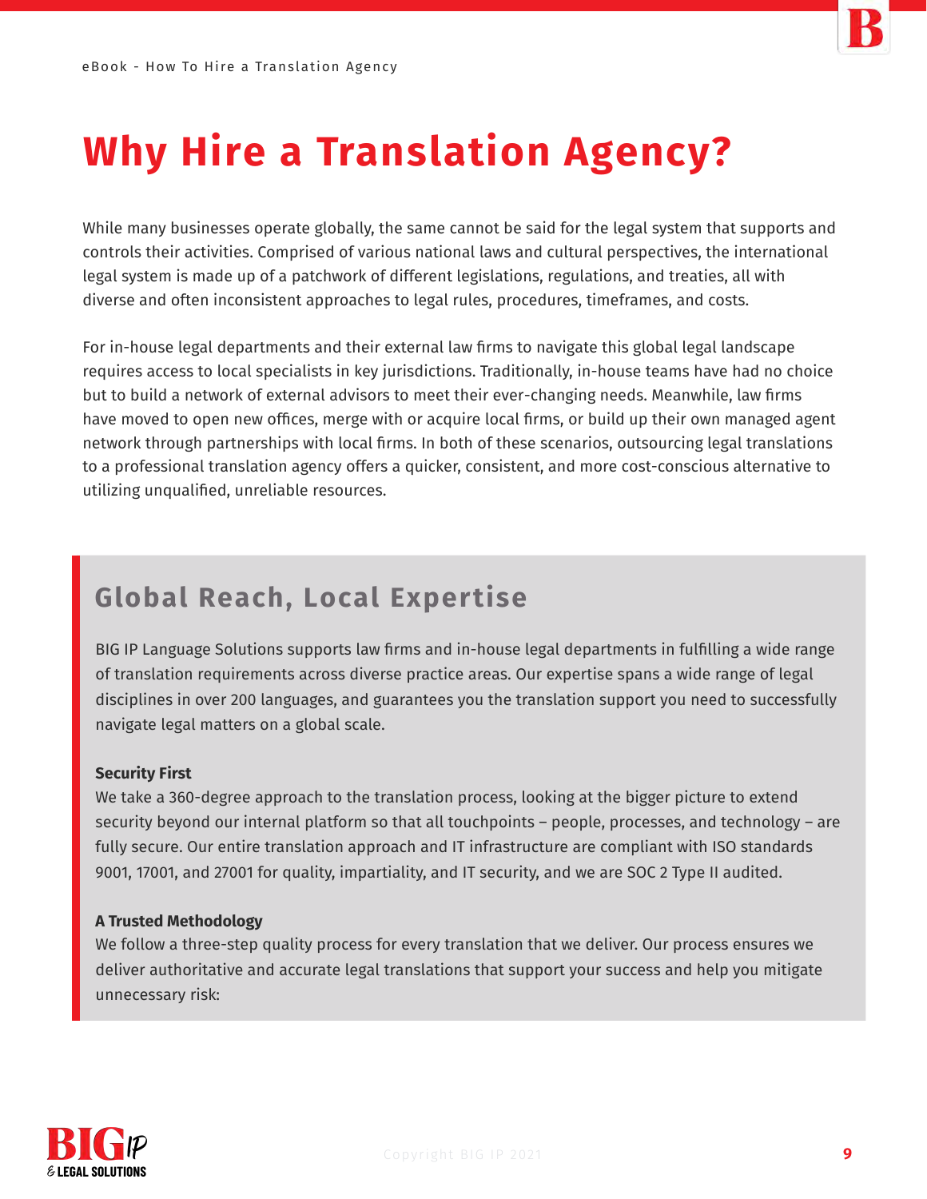# Why Hire a Translation Agency?

While many businesses operate globally, the same cannot be said for the legal system that supports and controls their activities. Comprised of various national laws and cultural perspectives, the international legal system is made up of a patchwork of different legislations, regulations, and treaties, all with diverse and often inconsistent approaches to legal rules, procedures, timeframes, and costs.

For in-house legal departments and their external law firms to navigate this global legal landscape requires access to local specialists in key jurisdictions. Traditionally, in-house teams have had no choice but to build a network of external advisors to meet their ever-changing needs. Meanwhile, law firms have moved to open new offices, merge with or acquire local firms, or build up their own managed agent network through partnerships with local firms. In both of these scenarios, outsourcing legal translations to a professional translation agency offers a quicker, consistent, and more cost-conscious alternative to utilizing unqualified, unreliable resources.

## Global Reach, Local Expertise

BIG IP Language Solutions supports law firms and in-house legal departments in fulfilling a wide range of translation requirements across diverse practice areas. Our expertise spans a wide range of legal disciplines in over 200 languages, and guarantees you the translation support you need to successfully navigate legal matters on a global scale.

**Security First**
We take a 360-degree approach to the translation process, looking at the bigger picture to extend security beyond our internal platform so that all touchpoints – people, processes, and technology – are fully secure. Our entire translation approach and IT infrastructure are compliant with ISO standards 9001, 17001, and 27001 for quality, impartiality, and IT security, and we are SOC 2 Type II audited.

**A Trusted Methodology**
We follow a three-step quality process for every translation that we deliver. Our process ensures we deliver authoritative and accurate legal translations that support your success and help you mitigate unnecessary risk: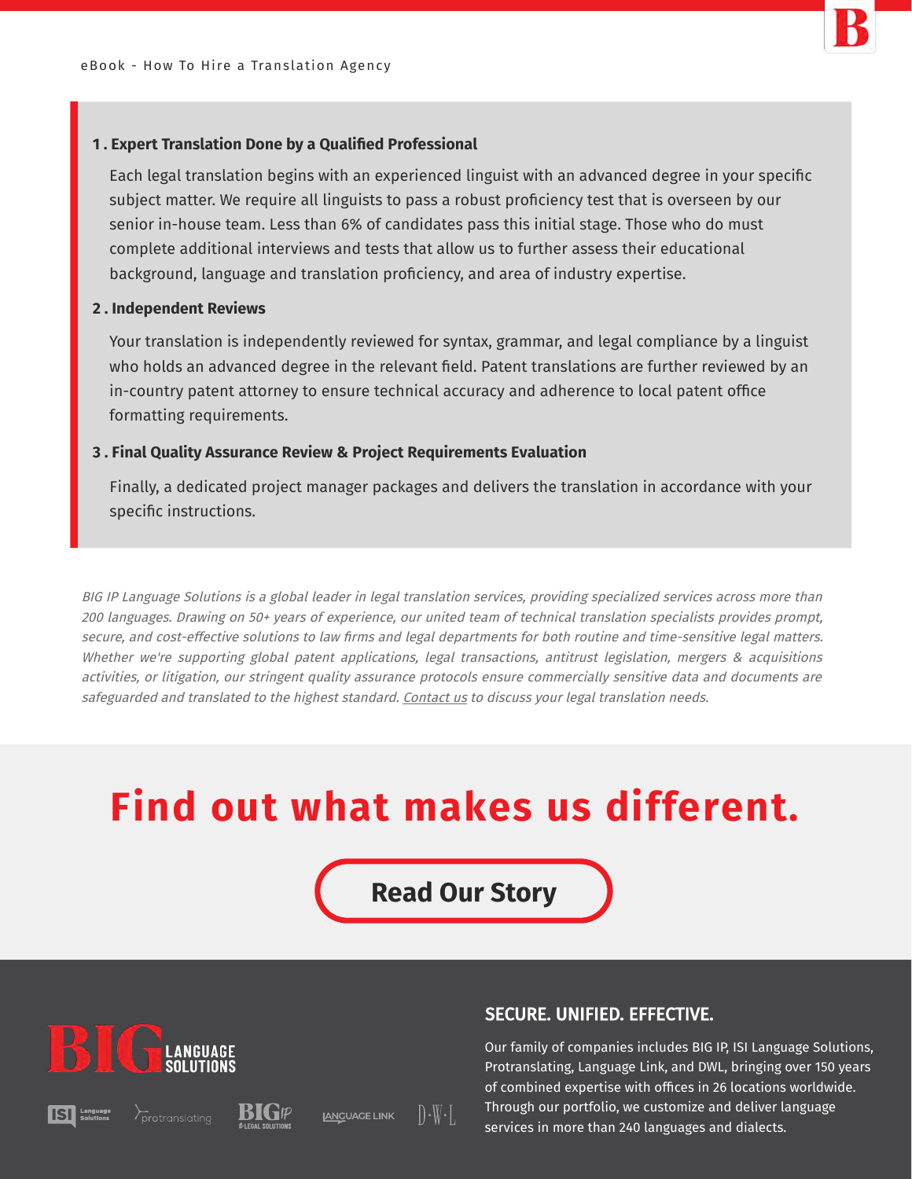**1 . Expert Translation Done by a Qualified Professional**

Each legal translation begins with an experienced linguist with an advanced degree in your specific subject matter. We require all linguists to pass a robust proficiency test that is overseen by our senior in-house team. Less than 6% of candidates pass this initial stage. Those who do must complete additional interviews and tests that allow us to further assess their educational background, language and translation proficiency, and area of industry expertise.

**2 . Independent Reviews**

Your translation is independently reviewed for syntax, grammar, and legal compliance by a linguist who holds an advanced degree in the relevant field. Patent translations are further reviewed by an in-country patent attorney to ensure technical accuracy and adherence to local patent office formatting requirements.

**3 . Final Quality Assurance Review & Project Requirements Evaluation**

Finally, a dedicated project manager packages and delivers the translation in accordance with your specific instructions.

*BIG IP Language Solutions is a global leader in legal translation services, providing specialized services across more than 200 languages. Drawing on 50+ years of experience, our united team of technical translation specialists provides prompt, secure, and cost-effective solutions to law firms and legal departments for both routine and time-sensitive legal matters. Whether we're supporting global patent applications, legal transactions, antitrust legislation, mergers & acquisitions activities, or litigation, our stringent quality assurance protocols ensure commercially sensitive data and documents are safeguarded and translated to the highest standard. Contact us to discuss your legal translation needs.*

# Find out what makes us different.

**Read Our Story**

BIG LANGUAGE SOLUTIONS

ISI Language Solutions | protranslating | BIG IP LEGAL SOLUTIONS | LANGUAGE LINK | D·W·L

## SECURE. UNIFIED. EFFECTIVE.

Our family of companies includes BIG IP, ISI Language Solutions, Protranslating, Language Link, and DWL, bringing over 150 years of combined expertise with offices in 26 locations worldwide. Through our portfolio, we customize and deliver language services in more than 240 languages and dialects.